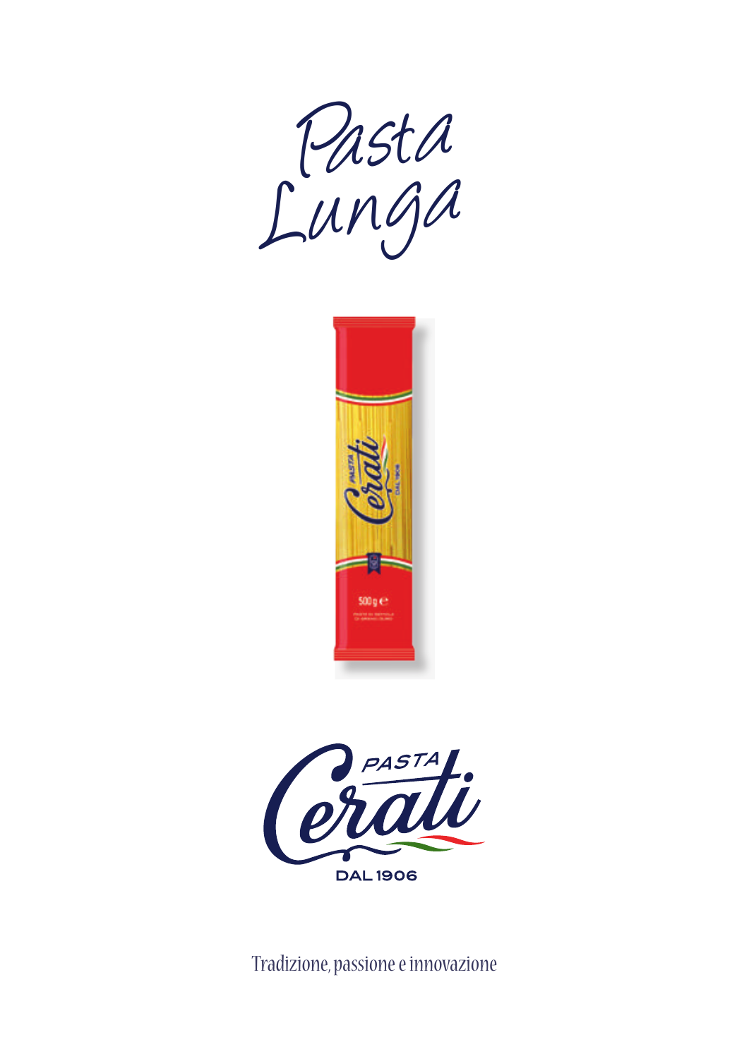# Pasta Lunga

PASTA Cerati DAL 1906

Tradizione, passione e innovazione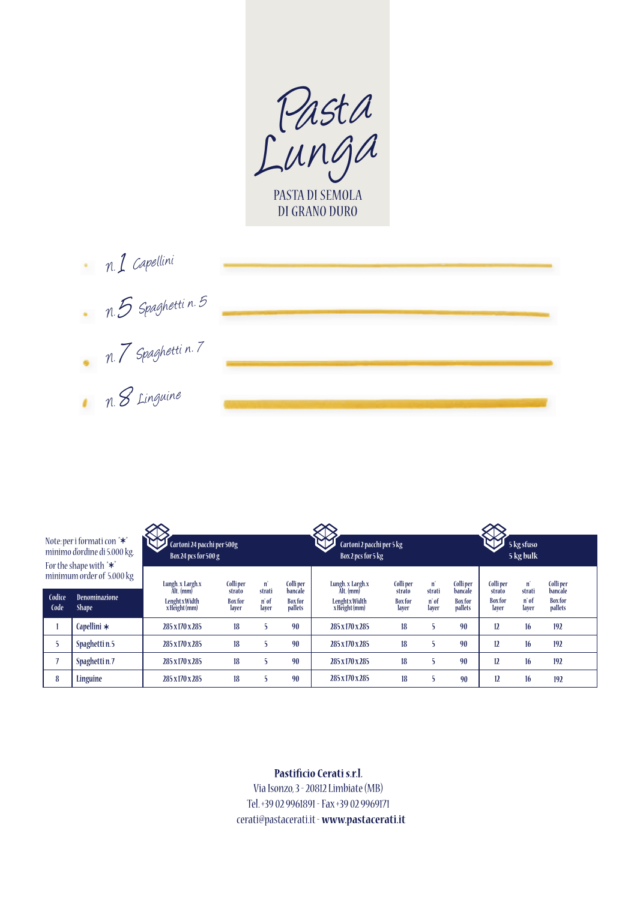# Pasta Lunga

PASTA DI SEMOLA DI GRANO DURO

- n. 1 Capellini
- n. 5 Spaghetti n. 5
- n. 7 Spaghetti n. 7
- n. 8 Linguine

Note: per i formati con "*" minimo dordine di 5.000 kg.
For the shape with "*" minimum order of 5.000 kg

| | | Cartoni 24 pacchi per 500g / Box 24 pcs for 500 g | | | | Cartoni 2 pacchi per 5 kg / Box 2 pcs for 5 kg | | | | 5 kg sfuso / 5 kg bulk | | |
|---|---|---|---|---|---|---|---|---|---|---|---|---|
| Codice / Code | Denominazione / Shape | Lungh. x Largh. x Alt. (mm) / Lenght x Width x Height (mm) | Colli per strato / Box for layer | n° strati / n° of layer | Colli per bancale / Box for pallets | Lungh. x Largh. x Alt. (mm) / Lenght x Width x Height (mm) | Colli per strato / Box for layer | n° strati / n° of layer | Colli per bancale / Box for pallets | Colli per strato / Box for layer | n° strati / n° of layer | Colli per bancale / Box for pallets |
| 1 | Capellini * | 285 x 170 x 285 | 18 | 5 | 90 | 285 x 170 x 285 | 18 | 5 | 90 | 12 | 16 | 192 |
| 5 | Spaghetti n. 5 | 285 x 170 x 285 | 18 | 5 | 90 | 285 x 170 x 285 | 18 | 5 | 90 | 12 | 16 | 192 |
| 7 | Spaghetti n. 7 | 285 x 170 x 285 | 18 | 5 | 90 | 285 x 170 x 285 | 18 | 5 | 90 | 12 | 16 | 192 |
| 8 | Linguine | 285 x 170 x 285 | 18 | 5 | 90 | 285 x 170 x 285 | 18 | 5 | 90 | 12 | 16 | 192 |

**Pastificio Cerati s.r.l.**
Via Isonzo, 3 - 20812 Limbiate (MB)
Tel. +39 02 9961891 - Fax +39 02 9969171
cerati@pastacerati.it - **www.pastacerati.it**